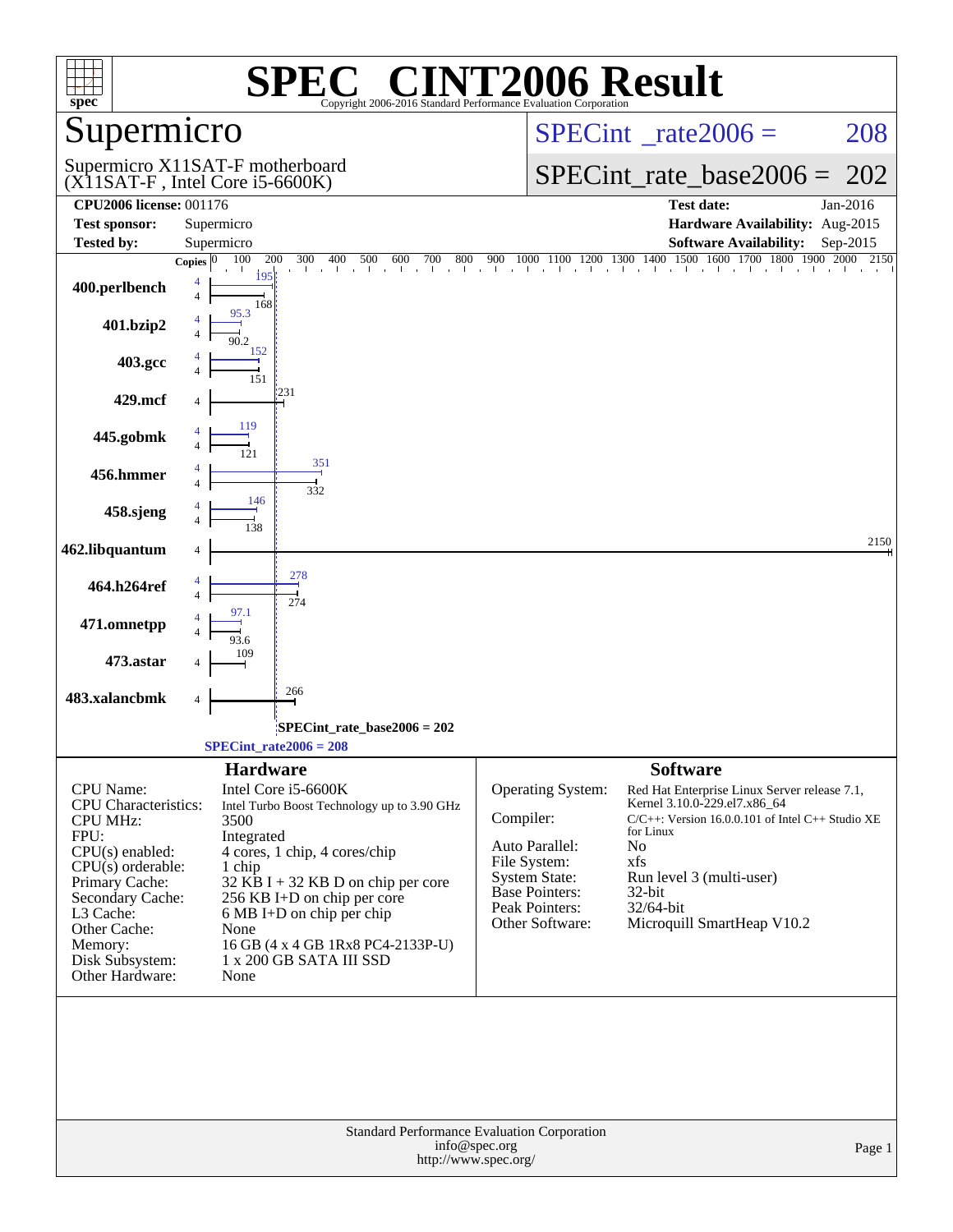# SPEC® CINT2006 Result

Copyright 2006-2016 Standard Performance Evaluation Corporation

## Supermicro

Supermicro X11SAT-F motherboard (X11SAT-F , Intel Core i5-6600K)

SPECint_rate2006 = 208

SPECint_rate_base2006 = 202

| | | | |
|---|---|---|---|
| **CPU2006 license:** 001176 | | **Test date:** | Jan-2016 |
| **Test sponsor:** | Supermicro | **Hardware Availability:** | Aug-2015 |
| **Tested by:** | Supermicro | **Software Availability:** | Sep-2015 |

| Benchmark | Copies | Peak | Base |
|---|---|---|---|
| 400.perlbench | 4 | 195 | 168 |
| 401.bzip2 | 4 | 95.3 | 90.2 |
| 403.gcc | 4 | 152 | 151 |
| 429.mcf | 4 | | 231 |
| 445.gobmk | 4 | 119 | 121 |
| 456.hmmer | 4 | 351 | 332 |
| 458.sjeng | 4 | 146 | 138 |
| 462.libquantum | 4 | | 2150 |
| 464.h264ref | 4 | 278 | 274 |
| 471.omnetpp | 4 | 97.1 | 93.6 |
| 473.astar | 4 | | 109 |
| 483.xalancbmk | 4 | | 266 |

SPECint_rate_base2006 = 202

SPECint_rate2006 = 208

### Hardware

| | |
|---|---|
| CPU Name: | Intel Core i5-6600K |
| CPU Characteristics: | Intel Turbo Boost Technology up to 3.90 GHz |
| CPU MHz: | 3500 |
| FPU: | Integrated |
| CPU(s) enabled: | 4 cores, 1 chip, 4 cores/chip |
| CPU(s) orderable: | 1 chip |
| Primary Cache: | 32 KB I + 32 KB D on chip per core |
| Secondary Cache: | 256 KB I+D on chip per core |
| L3 Cache: | 6 MB I+D on chip per chip |
| Other Cache: | None |
| Memory: | 16 GB (4 x 4 GB 1Rx8 PC4-2133P-U) |
| Disk Subsystem: | 1 x 200 GB SATA III SSD |
| Other Hardware: | None |

### Software

| | |
|---|---|
| Operating System: | Red Hat Enterprise Linux Server release 7.1, Kernel 3.10.0-229.el7.x86_64 |
| Compiler: | C/C++: Version 16.0.0.101 of Intel C++ Studio XE for Linux |
| Auto Parallel: | No |
| File System: | xfs |
| System State: | Run level 3 (multi-user) |
| Base Pointers: | 32-bit |
| Peak Pointers: | 32/64-bit |
| Other Software: | Microquill SmartHeap V10.2 |

Standard Performance Evaluation Corporation
info@spec.org
http://www.spec.org/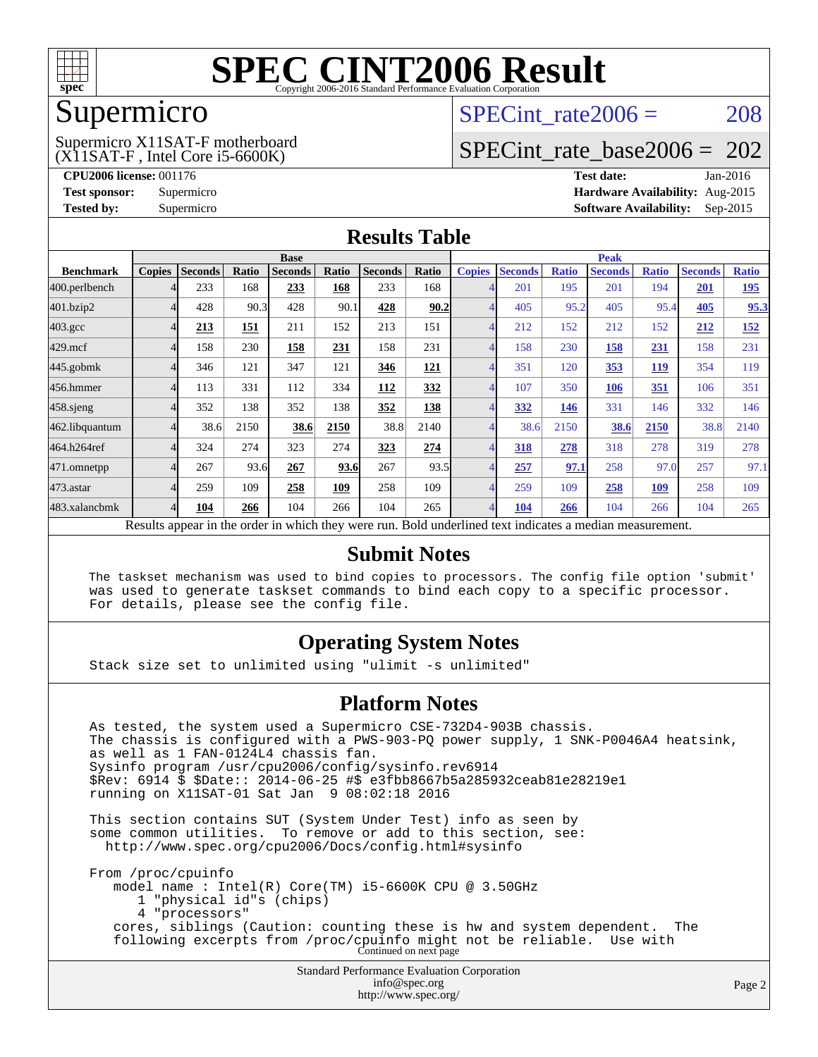# SPEC CINT2006 Result

Copyright 2006-2016 Standard Performance Evaluation Corporation

## Supermicro

Supermicro X11SAT-F motherboard
(X11SAT-F , Intel Core i5-6600K)

SPECint_rate2006 = 208

SPECint_rate_base2006 = 202

**CPU2006 license:** 001176
**Test sponsor:** Supermicro
**Tested by:** Supermicro

**Test date:** Jan-2016
**Hardware Availability:** Aug-2015
**Software Availability:** Sep-2015

## Results Table

| Benchmark | Base | | | | | | | Peak | | | | | | |
|---|---|---|---|---|---|---|---|---|---|---|---|---|---|---|
| | Copies | Seconds | Ratio | Seconds | Ratio | Seconds | Ratio | Copies | Seconds | Ratio | Seconds | Ratio | Seconds | Ratio |
| 400.perlbench | 4 | 233 | 168 | **233** | **168** | 233 | 168 | 4 | 201 | 195 | 201 | 194 | **201** | **195** |
| 401.bzip2 | 4 | 428 | 90.3 | 428 | 90.1 | **428** | **90.2** | 4 | 405 | 95.2 | 405 | 95.4 | **405** | **95.3** |
| 403.gcc | 4 | **213** | **151** | 211 | 152 | 213 | 151 | 4 | 212 | 152 | 212 | 152 | **212** | **152** |
| 429.mcf | 4 | 158 | 230 | **158** | **231** | 158 | 231 | 4 | 158 | 230 | **158** | **231** | 158 | 231 |
| 445.gobmk | 4 | 346 | 121 | 347 | 121 | **346** | **121** | 4 | 351 | 120 | **353** | **119** | 354 | 119 |
| 456.hmmer | 4 | 113 | 331 | 112 | 334 | **112** | **332** | 4 | 107 | 350 | **106** | **351** | 106 | 351 |
| 458.sjeng | 4 | 352 | 138 | 352 | 138 | **352** | **138** | 4 | **332** | **146** | 331 | 146 | 332 | 146 |
| 462.libquantum | 4 | 38.6 | 2150 | **38.6** | **2150** | 38.8 | 2140 | 4 | 38.6 | 2150 | **38.6** | **2150** | 38.8 | 2140 |
| 464.h264ref | 4 | 324 | 274 | 323 | 274 | **323** | **274** | 4 | **318** | **278** | 318 | 278 | 319 | 278 |
| 471.omnetpp | 4 | 267 | 93.6 | **267** | **93.6** | 267 | 93.5 | 4 | **257** | **97.1** | 258 | 97.0 | 257 | 97.1 |
| 473.astar | 4 | 259 | 109 | **258** | **109** | 258 | 109 | 4 | 259 | 109 | **258** | **109** | 258 | 109 |
| 483.xalancbmk | 4 | **104** | **266** | 104 | 266 | 104 | 265 | 4 | **104** | **266** | 104 | 266 | 104 | 265 |

Results appear in the order in which they were run. Bold underlined text indicates a median measurement.

## Submit Notes

```
The taskset mechanism was used to bind copies to processors. The config file option 'submit'
was used to generate taskset commands to bind each copy to a specific processor.
For details, please see the config file.
```

## Operating System Notes

```
Stack size set to unlimited using "ulimit -s unlimited"
```

## Platform Notes

```
As tested, the system used a Supermicro CSE-732D4-903B chassis.
The chassis is configured with a PWS-903-PQ power supply, 1 SNK-P0046A4 heatsink,
as well as 1 FAN-0124L4 chassis fan.
Sysinfo program /usr/cpu2006/config/sysinfo.rev6914
$Rev: 6914 $ $Date:: 2014-06-25 #$ e3fbb8667b5a285932ceab81e28219e1
running on X11SAT-01 Sat Jan  9 08:02:18 2016

This section contains SUT (System Under Test) info as seen by
some common utilities.  To remove or add to this section, see:
  http://www.spec.org/cpu2006/Docs/config.html#sysinfo

From /proc/cpuinfo
   model name : Intel(R) Core(TM) i5-6600K CPU @ 3.50GHz
      1 "physical id"s (chips)
      4 "processors"
   cores, siblings (Caution: counting these is hw and system dependent.  The
   following excerpts from /proc/cpuinfo might not be reliable.  Use with
```

Continued on next page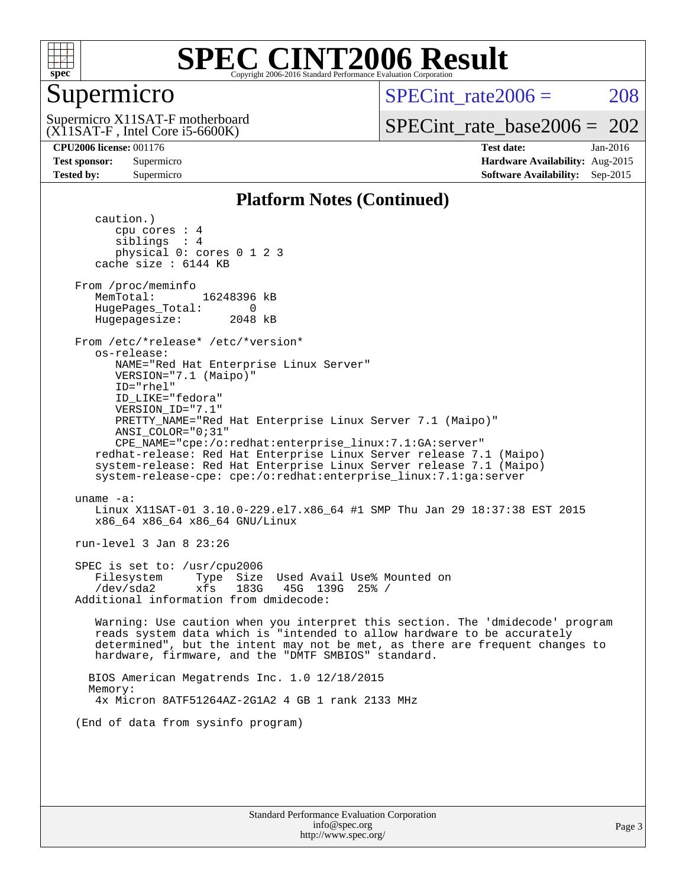# SPEC CINT2006 Result

Copyright 2006-2016 Standard Performance Evaluation Corporation

## Supermicro

Supermicro X11SAT-F motherboard (X11SAT-F , Intel Core i5-6600K)

SPECint_rate2006 = 208

SPECint_rate_base2006 = 202

**CPU2006 license:** 001176
**Test sponsor:** Supermicro
**Tested by:** Supermicro

**Test date:** Jan-2016
**Hardware Availability:** Aug-2015
**Software Availability:** Sep-2015

### Platform Notes (Continued)

```
      caution.)
         cpu cores : 4
         siblings  : 4
         physical 0: cores 0 1 2 3
      cache size : 6144 KB

   From /proc/meminfo
      MemTotal:       16248396 kB
      HugePages_Total:       0
      Hugepagesize:       2048 kB

   From /etc/*release* /etc/*version*
      os-release:
         NAME="Red Hat Enterprise Linux Server"
         VERSION="7.1 (Maipo)"
         ID="rhel"
         ID_LIKE="fedora"
         VERSION_ID="7.1"
         PRETTY_NAME="Red Hat Enterprise Linux Server 7.1 (Maipo)"
         ANSI_COLOR="0;31"
         CPE_NAME="cpe:/o:redhat:enterprise_linux:7.1:GA:server"
      redhat-release: Red Hat Enterprise Linux Server release 7.1 (Maipo)
      system-release: Red Hat Enterprise Linux Server release 7.1 (Maipo)
      system-release-cpe: cpe:/o:redhat:enterprise_linux:7.1:ga:server

   uname -a:
      Linux X11SAT-01 3.10.0-229.el7.x86_64 #1 SMP Thu Jan 29 18:37:38 EST 2015
      x86_64 x86_64 x86_64 GNU/Linux

   run-level 3 Jan 8 23:26

   SPEC is set to: /usr/cpu2006
      Filesystem     Type  Size  Used Avail Use% Mounted on
      /dev/sda2      xfs   183G   45G  139G  25% /
   Additional information from dmidecode:

      Warning: Use caution when you interpret this section. The 'dmidecode' program
      reads system data which is "intended to allow hardware to be accurately
      determined", but the intent may not be met, as there are frequent changes to
      hardware, firmware, and the "DMTF SMBIOS" standard.

     BIOS American Megatrends Inc. 1.0 12/18/2015
     Memory:
      4x Micron 8ATF51264AZ-2G1A2 4 GB 1 rank 2133 MHz

   (End of data from sysinfo program)
```

Standard Performance Evaluation Corporation
info@spec.org
http://www.spec.org/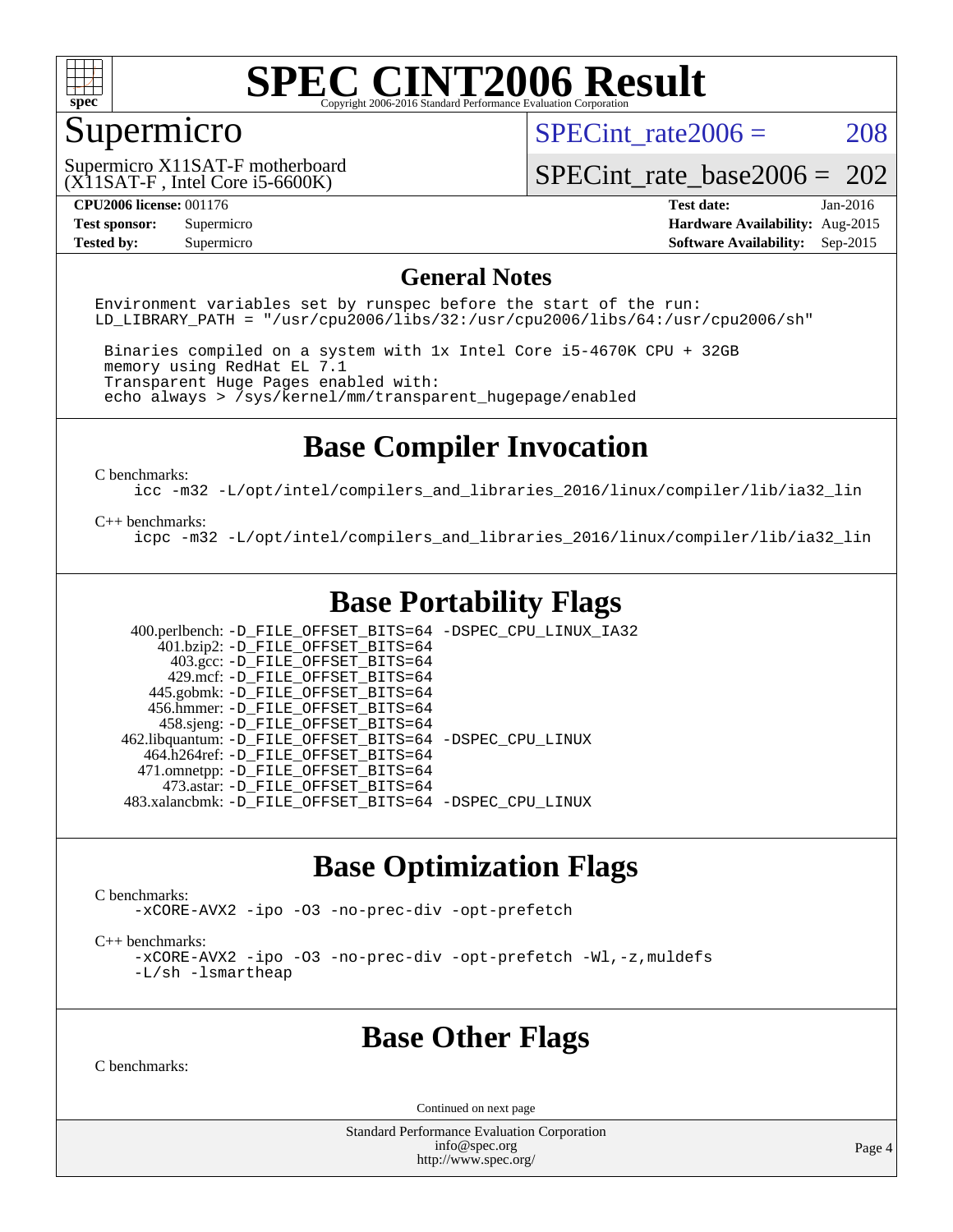# SPEC CINT2006 Result

Copyright 2006-2016 Standard Performance Evaluation Corporation

## Supermicro

Supermicro X11SAT-F motherboard
(X11SAT-F , Intel Core i5-6600K)

SPECint_rate2006 = 208

SPECint_rate_base2006 = 202

**CPU2006 license:** 001176
**Test sponsor:** Supermicro
**Tested by:** Supermicro

**Test date:** Jan-2016
**Hardware Availability:** Aug-2015
**Software Availability:** Sep-2015

## General Notes

```
Environment variables set by runspec before the start of the run:
LD_LIBRARY_PATH = "/usr/cpu2006/libs/32:/usr/cpu2006/libs/64:/usr/cpu2006/sh"

 Binaries compiled on a system with 1x Intel Core i5-4670K CPU + 32GB
 memory using RedHat EL 7.1
 Transparent Huge Pages enabled with:
 echo always > /sys/kernel/mm/transparent_hugepage/enabled
```

## Base Compiler Invocation

C benchmarks:
```
icc -m32 -L/opt/intel/compilers_and_libraries_2016/linux/compiler/lib/ia32_lin
```

C++ benchmarks:
```
icpc -m32 -L/opt/intel/compilers_and_libraries_2016/linux/compiler/lib/ia32_lin
```

## Base Portability Flags

```
   400.perlbench: -D_FILE_OFFSET_BITS=64 -DSPEC_CPU_LINUX_IA32
       401.bzip2: -D_FILE_OFFSET_BITS=64
         403.gcc: -D_FILE_OFFSET_BITS=64
         429.mcf: -D_FILE_OFFSET_BITS=64
       445.gobmk: -D_FILE_OFFSET_BITS=64
       456.hmmer: -D_FILE_OFFSET_BITS=64
       458.sjeng: -D_FILE_OFFSET_BITS=64
  462.libquantum: -D_FILE_OFFSET_BITS=64 -DSPEC_CPU_LINUX
     464.h264ref: -D_FILE_OFFSET_BITS=64
     471.omnetpp: -D_FILE_OFFSET_BITS=64
       473.astar: -D_FILE_OFFSET_BITS=64
  483.xalancbmk: -D_FILE_OFFSET_BITS=64 -DSPEC_CPU_LINUX
```

## Base Optimization Flags

C benchmarks:
```
-xCORE-AVX2 -ipo -O3 -no-prec-div -opt-prefetch
```

C++ benchmarks:
```
-xCORE-AVX2 -ipo -O3 -no-prec-div -opt-prefetch -Wl,-z,muldefs
-L/sh -lsmartheap
```

## Base Other Flags

C benchmarks:

Continued on next page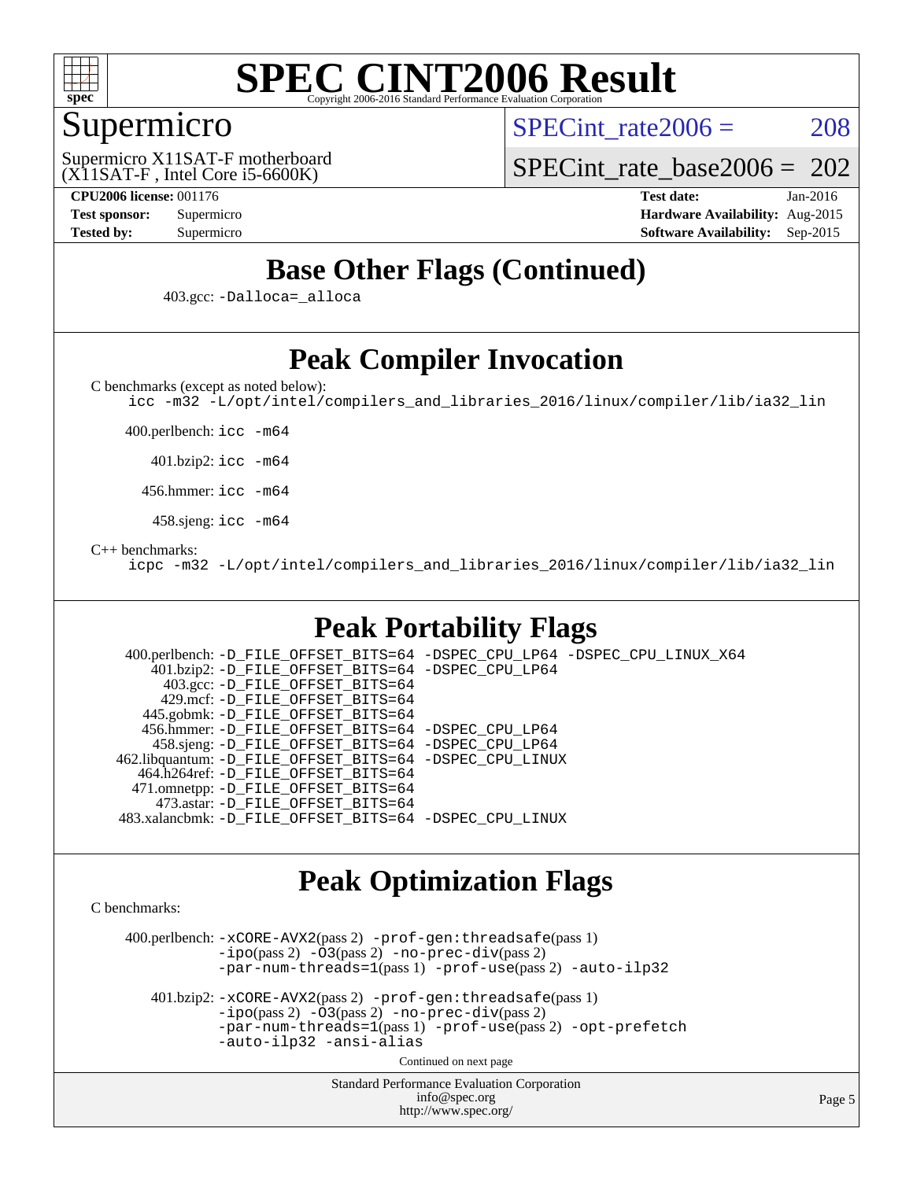## Base Other Flags (Continued)

403.gcc: -Dalloca=_alloca

## Peak Compiler Invocation

C benchmarks (except as noted below):
icc -m32 -L/opt/intel/compilers_and_libraries_2016/linux/compiler/lib/ia32_lin

400.perlbench: icc -m64

401.bzip2: icc -m64

456.hmmer: icc -m64

458.sjeng: icc -m64

C++ benchmarks:
icpc -m32 -L/opt/intel/compilers_and_libraries_2016/linux/compiler/lib/ia32_lin

## Peak Portability Flags

400.perlbench: -D_FILE_OFFSET_BITS=64 -DSPEC_CPU_LP64 -DSPEC_CPU_LINUX_X64
401.bzip2: -D_FILE_OFFSET_BITS=64 -DSPEC_CPU_LP64
403.gcc: -D_FILE_OFFSET_BITS=64
429.mcf: -D_FILE_OFFSET_BITS=64
445.gobmk: -D_FILE_OFFSET_BITS=64
456.hmmer: -D_FILE_OFFSET_BITS=64 -DSPEC_CPU_LP64
458.sjeng: -D_FILE_OFFSET_BITS=64 -DSPEC_CPU_LP64
462.libquantum: -D_FILE_OFFSET_BITS=64 -DSPEC_CPU_LINUX
464.h264ref: -D_FILE_OFFSET_BITS=64
471.omnetpp: -D_FILE_OFFSET_BITS=64
473.astar: -D_FILE_OFFSET_BITS=64
483.xalancbmk: -D_FILE_OFFSET_BITS=64 -DSPEC_CPU_LINUX

## Peak Optimization Flags

C benchmarks:

400.perlbench: -xCORE-AVX2(pass 2) -prof-gen:threadsafe(pass 1) -ipo(pass 2) -O3(pass 2) -no-prec-div(pass 2) -par-num-threads=1(pass 1) -prof-use(pass 2) -auto-ilp32

401.bzip2: -xCORE-AVX2(pass 2) -prof-gen:threadsafe(pass 1) -ipo(pass 2) -O3(pass 2) -no-prec-div(pass 2) -par-num-threads=1(pass 1) -prof-use(pass 2) -opt-prefetch -auto-ilp32 -ansi-alias

Continued on next page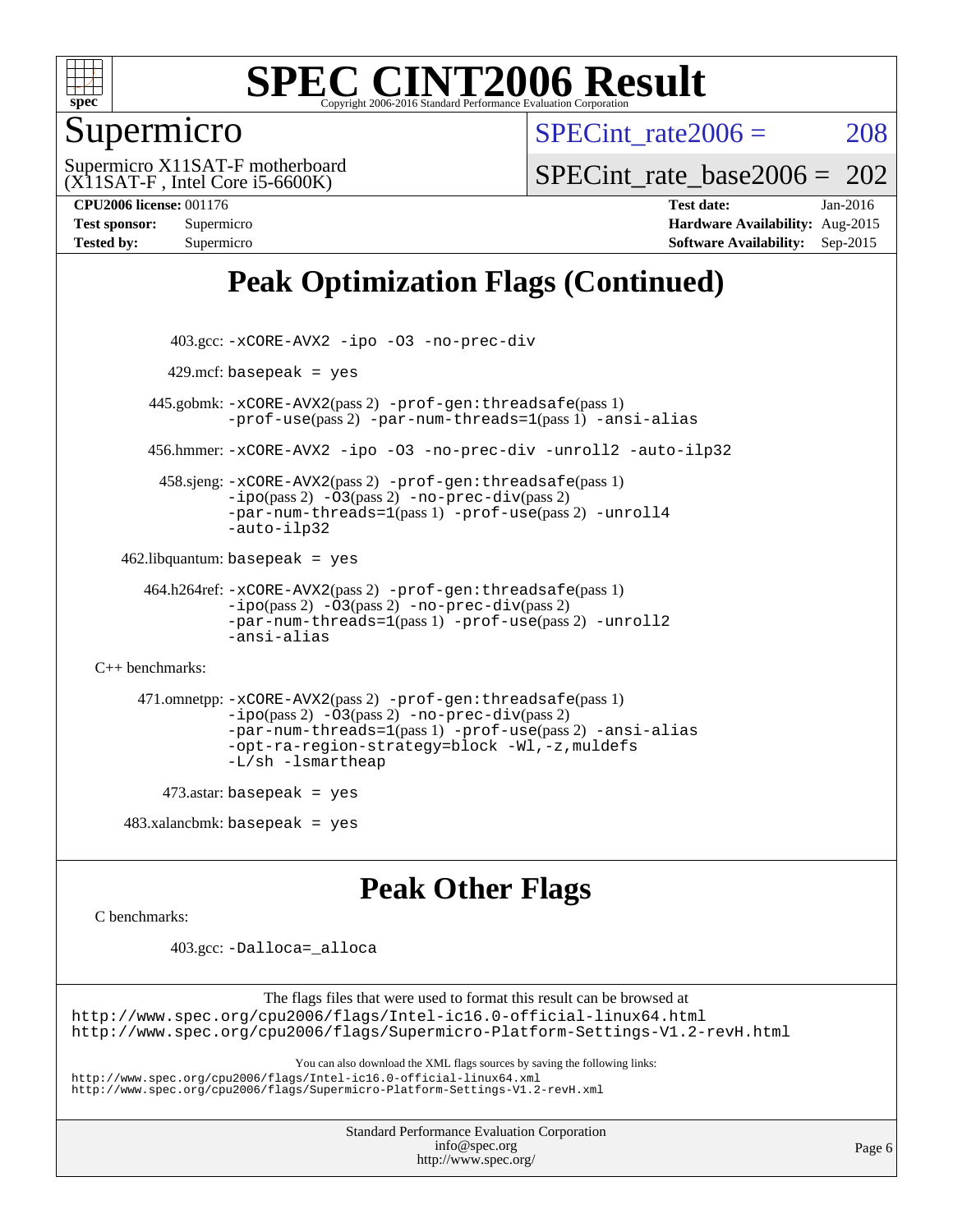# SPEC CINT2006 Result

Copyright 2006-2016 Standard Performance Evaluation Corporation

## Supermicro

Supermicro X11SAT-F motherboard (X11SAT-F , Intel Core i5-6600K)

SPECint_rate2006 = 208

SPECint_rate_base2006 = 202

**CPU2006 license:** 001176
**Test sponsor:** Supermicro
**Tested by:** Supermicro

**Test date:** Jan-2016
**Hardware Availability:** Aug-2015
**Software Availability:** Sep-2015

## Peak Optimization Flags (Continued)

403.gcc: -xCORE-AVX2 -ipo -O3 -no-prec-div

429.mcf: basepeak = yes

445.gobmk: -xCORE-AVX2(pass 2) -prof-gen:threadsafe(pass 1) -prof-use(pass 2) -par-num-threads=1(pass 1) -ansi-alias

456.hmmer: -xCORE-AVX2 -ipo -O3 -no-prec-div -unroll2 -auto-ilp32

458.sjeng: -xCORE-AVX2(pass 2) -prof-gen:threadsafe(pass 1) -ipo(pass 2) -O3(pass 2) -no-prec-div(pass 2) -par-num-threads=1(pass 1) -prof-use(pass 2) -unroll4 -auto-ilp32

462.libquantum: basepeak = yes

464.h264ref: -xCORE-AVX2(pass 2) -prof-gen:threadsafe(pass 1) -ipo(pass 2) -O3(pass 2) -no-prec-div(pass 2) -par-num-threads=1(pass 1) -prof-use(pass 2) -unroll2 -ansi-alias

C++ benchmarks:

471.omnetpp: -xCORE-AVX2(pass 2) -prof-gen:threadsafe(pass 1) -ipo(pass 2) -O3(pass 2) -no-prec-div(pass 2) -par-num-threads=1(pass 1) -prof-use(pass 2) -ansi-alias -opt-ra-region-strategy=block -Wl,-z,muldefs -L/sh -lsmartheap

473.astar: basepeak = yes

483.xalancbmk: basepeak = yes

## Peak Other Flags

C benchmarks:

403.gcc: -Dalloca=_alloca

The flags files that were used to format this result can be browsed at
http://www.spec.org/cpu2006/flags/Intel-ic16.0-official-linux64.html
http://www.spec.org/cpu2006/flags/Supermicro-Platform-Settings-V1.2-revH.html

You can also download the XML flags sources by saving the following links:
http://www.spec.org/cpu2006/flags/Intel-ic16.0-official-linux64.xml
http://www.spec.org/cpu2006/flags/Supermicro-Platform-Settings-V1.2-revH.xml

Standard Performance Evaluation Corporation
info@spec.org
http://www.spec.org/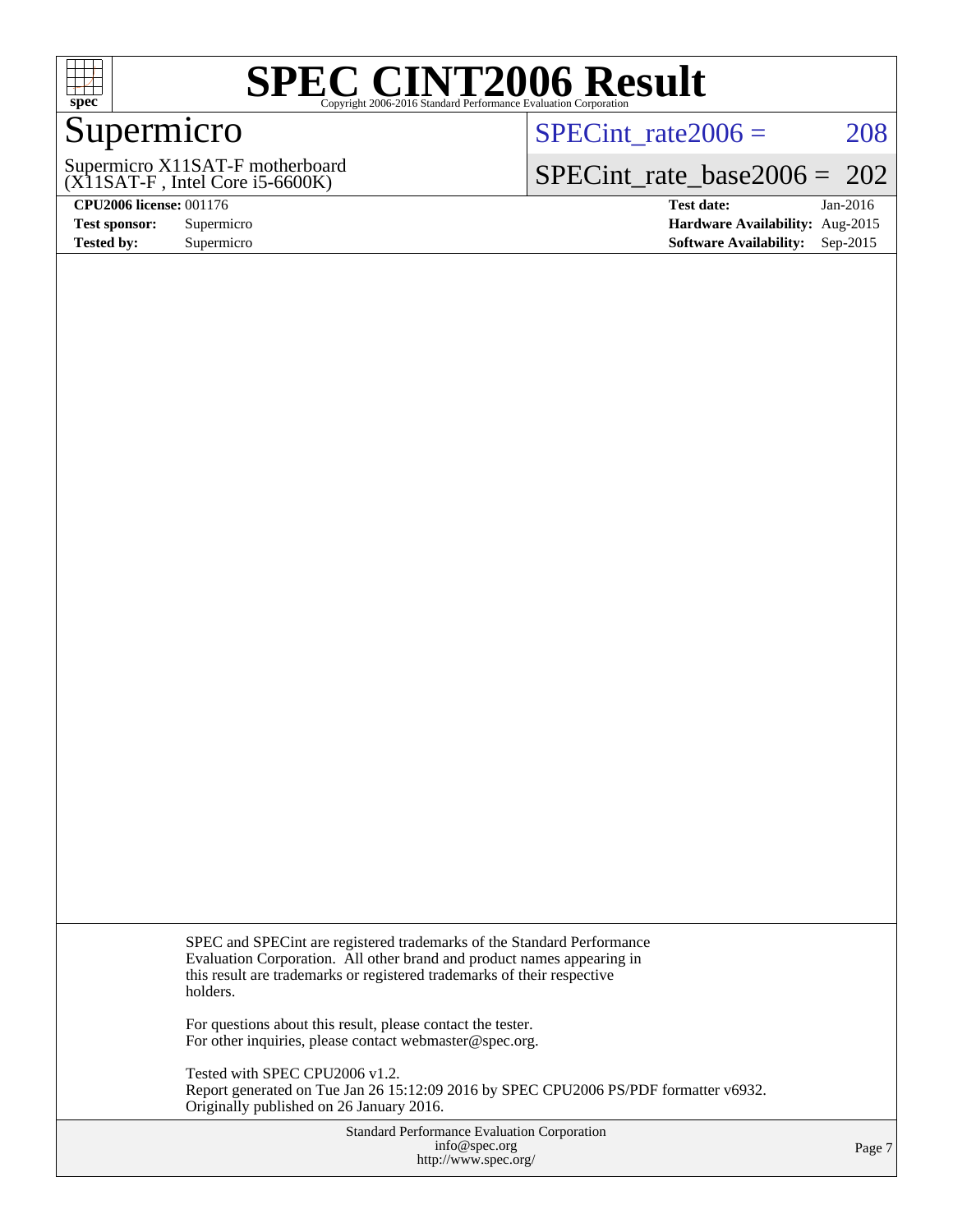SPEC and SPECint are registered trademarks of the Standard Performance Evaluation Corporation. All other brand and product names appearing in this result are trademarks or registered trademarks of their respective holders.

For questions about this result, please contact the tester.
For other inquiries, please contact webmaster@spec.org.

Tested with SPEC CPU2006 v1.2.
Report generated on Tue Jan 26 15:12:09 2016 by SPEC CPU2006 PS/PDF formatter v6932.
Originally published on 26 January 2016.